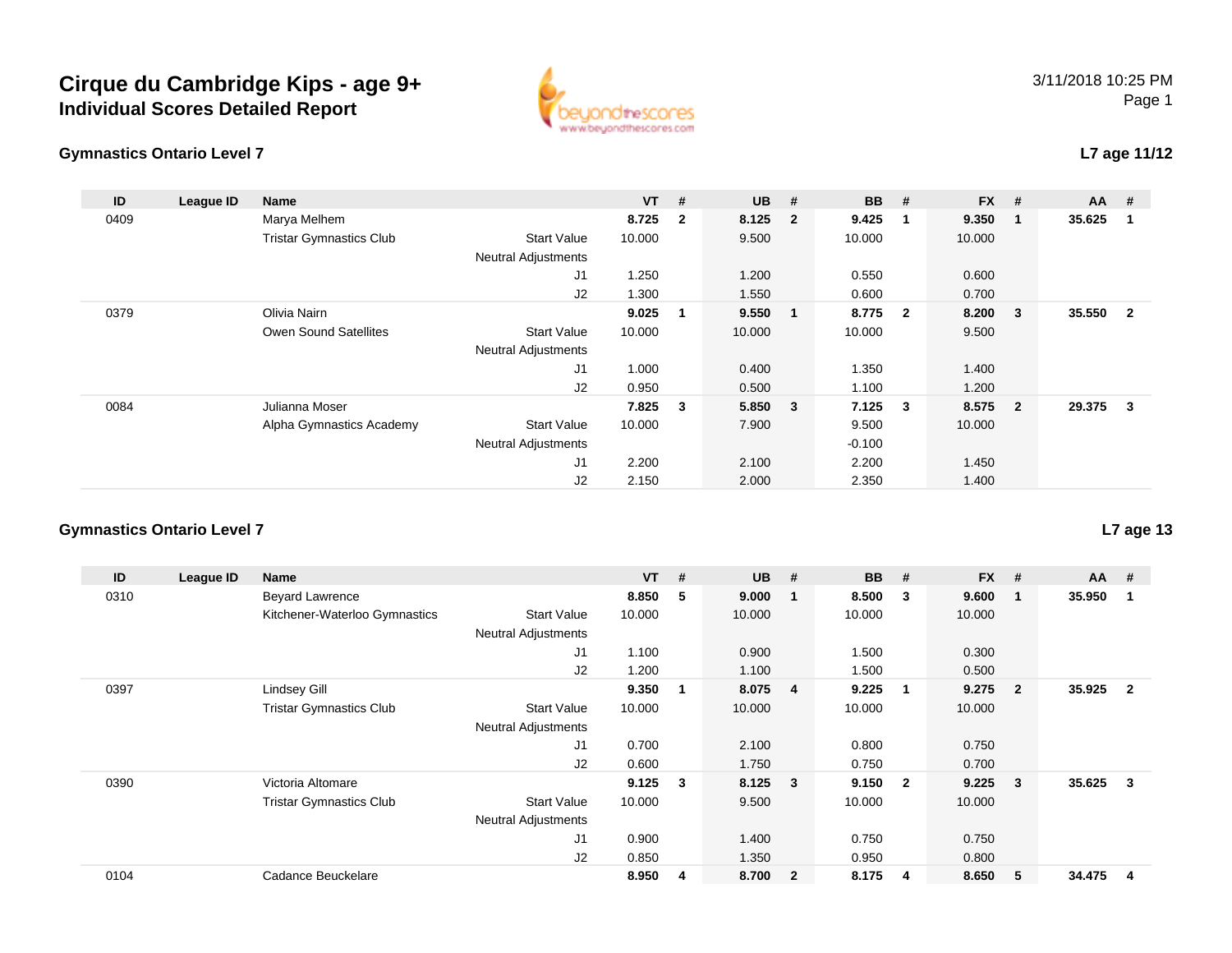# Cirque du Cambridge Kips - age 9+
## Individual Scores Detailed Report

3/11/2018 10:25 PM

### Gymnastics Ontario Level 7

**L7 age 11/12**

| ID | League ID | Name | | VT | # | UB | # | BB | # | FX | # | AA | # |
|---|---|---|---|---|---|---|---|---|---|---|---|---|---|
| 0409 | | Marya Melhem | | **8.725** | **2** | **8.125** | **2** | **9.425** | **1** | **9.350** | **1** | **35.625** | **1** |
| | | Tristar Gymnastics Club | Start Value | 10.000 | | 9.500 | | 10.000 | | 10.000 | | | |
| | | | Neutral Adjustments | | | | | | | | | | |
| | | | J1 | 1.250 | | 1.200 | | 0.550 | | 0.600 | | | |
| | | | J2 | 1.300 | | 1.550 | | 0.600 | | 0.700 | | | |
| 0379 | | Olivia Nairn | | **9.025** | **1** | **9.550** | **1** | **8.775** | **2** | **8.200** | **3** | **35.550** | **2** |
| | | Owen Sound Satellites | Start Value | 10.000 | | 10.000 | | 10.000 | | 9.500 | | | |
| | | | Neutral Adjustments | | | | | | | | | | |
| | | | J1 | 1.000 | | 0.400 | | 1.350 | | 1.400 | | | |
| | | | J2 | 0.950 | | 0.500 | | 1.100 | | 1.200 | | | |
| 0084 | | Julianna Moser | | **7.825** | **3** | **5.850** | **3** | **7.125** | **3** | **8.575** | **2** | **29.375** | **3** |
| | | Alpha Gymnastics Academy | Start Value | 10.000 | | 7.900 | | 9.500 | | 10.000 | | | |
| | | | Neutral Adjustments | | | | | -0.100 | | | | | |
| | | | J1 | 2.200 | | 2.100 | | 2.200 | | 1.450 | | | |
| | | | J2 | 2.150 | | 2.000 | | 2.350 | | 1.400 | | | |

### Gymnastics Ontario Level 7

**L7 age 13**

| ID | League ID | Name | | VT | # | UB | # | BB | # | FX | # | AA | # |
|---|---|---|---|---|---|---|---|---|---|---|---|---|---|
| 0310 | | Beyard Lawrence | | **8.850** | **5** | **9.000** | **1** | **8.500** | **3** | **9.600** | **1** | **35.950** | **1** |
| | | Kitchener-Waterloo Gymnastics | Start Value | 10.000 | | 10.000 | | 10.000 | | 10.000 | | | |
| | | | Neutral Adjustments | | | | | | | | | | |
| | | | J1 | 1.100 | | 0.900 | | 1.500 | | 0.300 | | | |
| | | | J2 | 1.200 | | 1.100 | | 1.500 | | 0.500 | | | |
| 0397 | | Lindsey Gill | | **9.350** | **1** | **8.075** | **4** | **9.225** | **1** | **9.275** | **2** | **35.925** | **2** |
| | | Tristar Gymnastics Club | Start Value | 10.000 | | 10.000 | | 10.000 | | 10.000 | | | |
| | | | Neutral Adjustments | | | | | | | | | | |
| | | | J1 | 0.700 | | 2.100 | | 0.800 | | 0.750 | | | |
| | | | J2 | 0.600 | | 1.750 | | 0.750 | | 0.700 | | | |
| 0390 | | Victoria Altomare | | **9.125** | **3** | **8.125** | **3** | **9.150** | **2** | **9.225** | **3** | **35.625** | **3** |
| | | Tristar Gymnastics Club | Start Value | 10.000 | | 9.500 | | 10.000 | | 10.000 | | | |
| | | | Neutral Adjustments | | | | | | | | | | |
| | | | J1 | 0.900 | | 1.400 | | 0.750 | | 0.750 | | | |
| | | | J2 | 0.850 | | 1.350 | | 0.950 | | 0.800 | | | |
| 0104 | | Cadance Beuckelare | | **8.950** | **4** | **8.700** | **2** | **8.175** | **4** | **8.650** | **5** | **34.475** | **4** |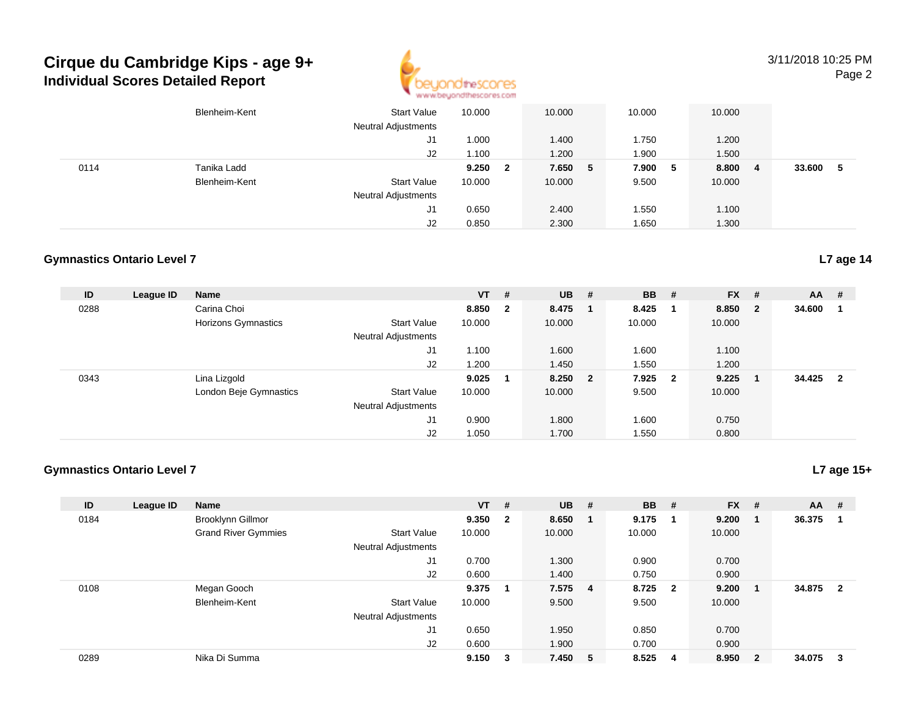# Cirque du Cambridge Kips - age 9+
## Individual Scores Detailed Report

| ID | League ID | Name | | VT | # | UB | # | BB | # | FX | # | AA | # |
|---|---|---|---|---|---|---|---|---|---|---|---|---|---|
| | | Blenheim-Kent | Start Value | 10.000 | | 10.000 | | 10.000 | | 10.000 | | | |
| | | | Neutral Adjustments | | | | | | | | | | |
| | | | J1 | 1.000 | | 1.400 | | 1.750 | | 1.200 | | | |
| | | | J2 | 1.100 | | 1.200 | | 1.900 | | 1.500 | | | |
| 0114 | | Tanika Ladd | | **9.250** | **2** | **7.650** | **5** | **7.900** | **5** | **8.800** | **4** | **33.600** | **5** |
| | | Blenheim-Kent | Start Value | 10.000 | | 10.000 | | 9.500 | | 10.000 | | | |
| | | | Neutral Adjustments | | | | | | | | | | |
| | | | J1 | 0.650 | | 2.400 | | 1.550 | | 1.100 | | | |
| | | | J2 | 0.850 | | 2.300 | | 1.650 | | 1.300 | | | |

### Gymnastics Ontario Level 7

**L7 age 14**

| ID | League ID | Name | | VT | # | UB | # | BB | # | FX | # | AA | # |
|---|---|---|---|---|---|---|---|---|---|---|---|---|---|
| 0288 | | Carina Choi | | **8.850** | **2** | **8.475** | **1** | **8.425** | **1** | **8.850** | **2** | **34.600** | **1** |
| | | Horizons Gymnastics | Start Value | 10.000 | | 10.000 | | 10.000 | | 10.000 | | | |
| | | | Neutral Adjustments | | | | | | | | | | |
| | | | J1 | 1.100 | | 1.600 | | 1.600 | | 1.100 | | | |
| | | | J2 | 1.200 | | 1.450 | | 1.550 | | 1.200 | | | |
| 0343 | | Lina Lizgold | | **9.025** | **1** | **8.250** | **2** | **7.925** | **2** | **9.225** | **1** | **34.425** | **2** |
| | | London Beje Gymnastics | Start Value | 10.000 | | 10.000 | | 9.500 | | 10.000 | | | |
| | | | Neutral Adjustments | | | | | | | | | | |
| | | | J1 | 0.900 | | 1.800 | | 1.600 | | 0.750 | | | |
| | | | J2 | 1.050 | | 1.700 | | 1.550 | | 0.800 | | | |

### Gymnastics Ontario Level 7

**L7 age 15+**

| ID | League ID | Name | | VT | # | UB | # | BB | # | FX | # | AA | # |
|---|---|---|---|---|---|---|---|---|---|---|---|---|---|
| 0184 | | Brooklynn Gillmor | | **9.350** | **2** | **8.650** | **1** | **9.175** | **1** | **9.200** | **1** | **36.375** | **1** |
| | | Grand River Gymmies | Start Value | 10.000 | | 10.000 | | 10.000 | | 10.000 | | | |
| | | | Neutral Adjustments | | | | | | | | | | |
| | | | J1 | 0.700 | | 1.300 | | 0.900 | | 0.700 | | | |
| | | | J2 | 0.600 | | 1.400 | | 0.750 | | 0.900 | | | |
| 0108 | | Megan Gooch | | **9.375** | **1** | **7.575** | **4** | **8.725** | **2** | **9.200** | **1** | **34.875** | **2** |
| | | Blenheim-Kent | Start Value | 10.000 | | 9.500 | | 9.500 | | 10.000 | | | |
| | | | Neutral Adjustments | | | | | | | | | | |
| | | | J1 | 0.650 | | 1.950 | | 0.850 | | 0.700 | | | |
| | | | J2 | 0.600 | | 1.900 | | 0.700 | | 0.900 | | | |
| 0289 | | Nika Di Summa | | **9.150** | **3** | **7.450** | **5** | **8.525** | **4** | **8.950** | **2** | **34.075** | **3** |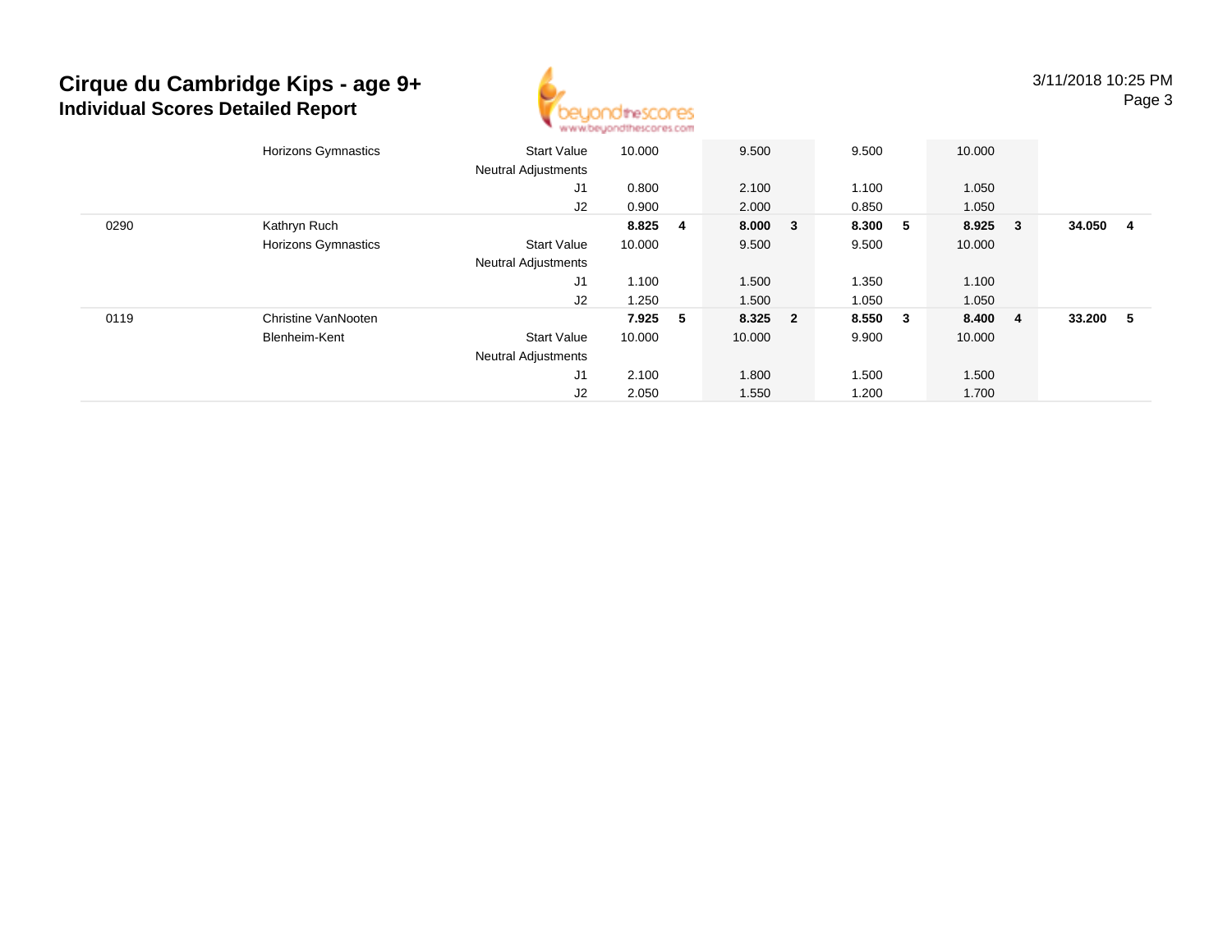# Cirque du Cambridge Kips - age 9+
## Individual Scores Detailed Report

| | | | | | | | | | | | | |
|---|---|---|---|---|---|---|---|---|---|---|---|---|
| | Horizons Gymnastics | Start Value | 10.000 | | 9.500 | | 9.500 | | 10.000 | | | |
| | | Neutral Adjustments | | | | | | | | | | |
| | | J1 | 0.800 | | 2.100 | | 1.100 | | 1.050 | | | |
| | | J2 | 0.900 | | 2.000 | | 0.850 | | 1.050 | | | |
| 0290 | Kathryn Ruch | | **8.825** | **4** | **8.000** | **3** | **8.300** | **5** | **8.925** | **3** | **34.050** | **4** |
| | Horizons Gymnastics | Start Value | 10.000 | | 9.500 | | 9.500 | | 10.000 | | | |
| | | Neutral Adjustments | | | | | | | | | | |
| | | J1 | 1.100 | | 1.500 | | 1.350 | | 1.100 | | | |
| | | J2 | 1.250 | | 1.500 | | 1.050 | | 1.050 | | | |
| 0119 | Christine VanNooten | | **7.925** | **5** | **8.325** | **2** | **8.550** | **3** | **8.400** | **4** | **33.200** | **5** |
| | Blenheim-Kent | Start Value | 10.000 | | 10.000 | | 9.900 | | 10.000 | | | |
| | | Neutral Adjustments | | | | | | | | | | |
| | | J1 | 2.100 | | 1.800 | | 1.500 | | 1.500 | | | |
| | | J2 | 2.050 | | 1.550 | | 1.200 | | 1.700 | | | |